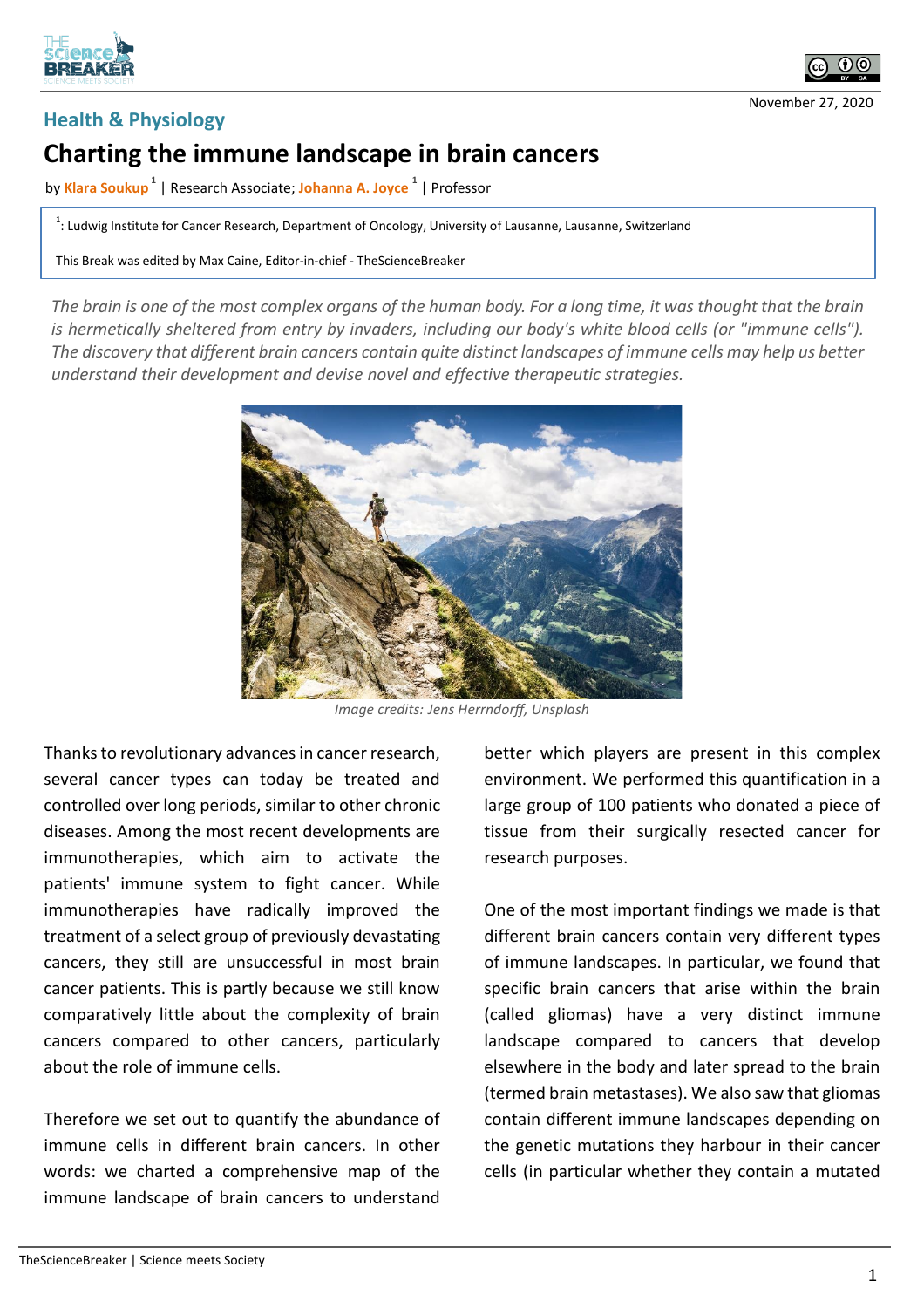Health & Physiology

# Charting the immune landscape in brain cancers

by Klara Soukup [1] | Research Associate; Johanna A. Joyce [1] | Professor

[1]: Ludwig Institute for Cancer Research, Department of Oncology, University of Lausanne, Lausanne, Switzerland

This Break was edited by Max Caine, Editor-in-chief - TheScienceBreaker

November 27, 2020

*The brain is one of the most complex organs of the human body. For a long time, it was thought that the brain is hermetically sheltered from entry by invaders, including our body's white blood cells (or "immune cells"). The discovery that different brain cancers contain quite distinct landscapes of immune cells may help us better understand their development and devise novel and effective therapeutic strategies.*

*Image credits: Jens Herrndorff, Unsplash*

Thanks to revolutionary advances in cancer research, several cancer types can today be treated and controlled over long periods, similar to other chronic diseases. Among the most recent developments are immunotherapies, which aim to activate the patients' immune system to fight cancer. While immunotherapies have radically improved the treatment of a select group of previously devastating cancers, they still are unsuccessful in most brain cancer patients. This is partly because we still know comparatively little about the complexity of brain cancers compared to other cancers, particularly about the role of immune cells.

Therefore we set out to quantify the abundance of immune cells in different brain cancers. In other words: we charted a comprehensive map of the immune landscape of brain cancers to understand better which players are present in this complex environment. We performed this quantification in a large group of 100 patients who donated a piece of tissue from their surgically resected cancer for research purposes.

One of the most important findings we made is that different brain cancers contain very different types of immune landscapes. In particular, we found that specific brain cancers that arise within the brain (called gliomas) have a very distinct immune landscape compared to cancers that develop elsewhere in the body and later spread to the brain (termed brain metastases). We also saw that gliomas contain different immune landscapes depending on the genetic mutations they harbour in their cancer cells (in particular whether they contain a mutated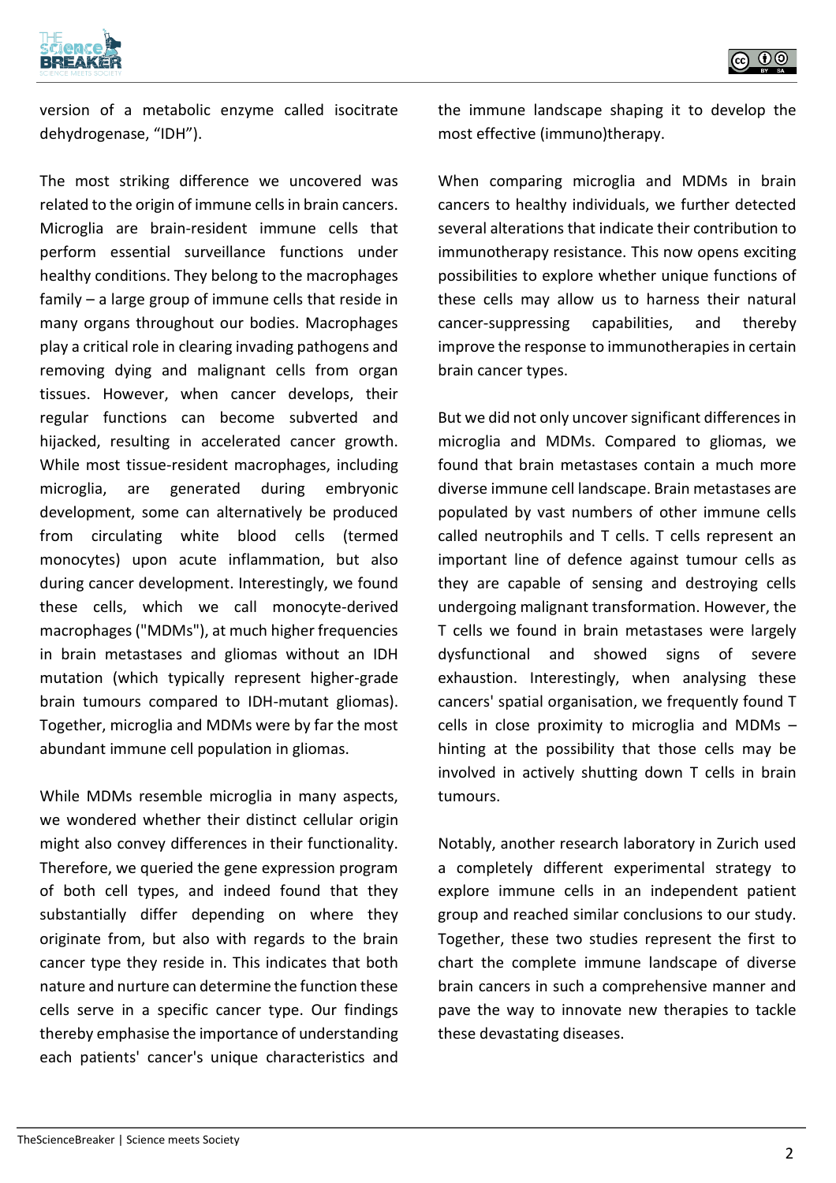version of a metabolic enzyme called isocitrate dehydrogenase, "IDH").

The most striking difference we uncovered was related to the origin of immune cells in brain cancers. Microglia are brain-resident immune cells that perform essential surveillance functions under healthy conditions. They belong to the macrophages family – a large group of immune cells that reside in many organs throughout our bodies. Macrophages play a critical role in clearing invading pathogens and removing dying and malignant cells from organ tissues. However, when cancer develops, their regular functions can become subverted and hijacked, resulting in accelerated cancer growth. While most tissue-resident macrophages, including microglia, are generated during embryonic development, some can alternatively be produced from circulating white blood cells (termed monocytes) upon acute inflammation, but also during cancer development. Interestingly, we found these cells, which we call monocyte-derived macrophages ("MDMs"), at much higher frequencies in brain metastases and gliomas without an IDH mutation (which typically represent higher-grade brain tumours compared to IDH-mutant gliomas). Together, microglia and MDMs were by far the most abundant immune cell population in gliomas.

While MDMs resemble microglia in many aspects, we wondered whether their distinct cellular origin might also convey differences in their functionality. Therefore, we queried the gene expression program of both cell types, and indeed found that they substantially differ depending on where they originate from, but also with regards to the brain cancer type they reside in. This indicates that both nature and nurture can determine the function these cells serve in a specific cancer type. Our findings thereby emphasise the importance of understanding each patients' cancer's unique characteristics and the immune landscape shaping it to develop the most effective (immuno)therapy.

When comparing microglia and MDMs in brain cancers to healthy individuals, we further detected several alterations that indicate their contribution to immunotherapy resistance. This now opens exciting possibilities to explore whether unique functions of these cells may allow us to harness their natural cancer-suppressing capabilities, and thereby improve the response to immunotherapies in certain brain cancer types.

But we did not only uncover significant differences in microglia and MDMs. Compared to gliomas, we found that brain metastases contain a much more diverse immune cell landscape. Brain metastases are populated by vast numbers of other immune cells called neutrophils and T cells. T cells represent an important line of defence against tumour cells as they are capable of sensing and destroying cells undergoing malignant transformation. However, the T cells we found in brain metastases were largely dysfunctional and showed signs of severe exhaustion. Interestingly, when analysing these cancers' spatial organisation, we frequently found T cells in close proximity to microglia and MDMs – hinting at the possibility that those cells may be involved in actively shutting down T cells in brain tumours.

Notably, another research laboratory in Zurich used a completely different experimental strategy to explore immune cells in an independent patient group and reached similar conclusions to our study. Together, these two studies represent the first to chart the complete immune landscape of diverse brain cancers in such a comprehensive manner and pave the way to innovate new therapies to tackle these devastating diseases.